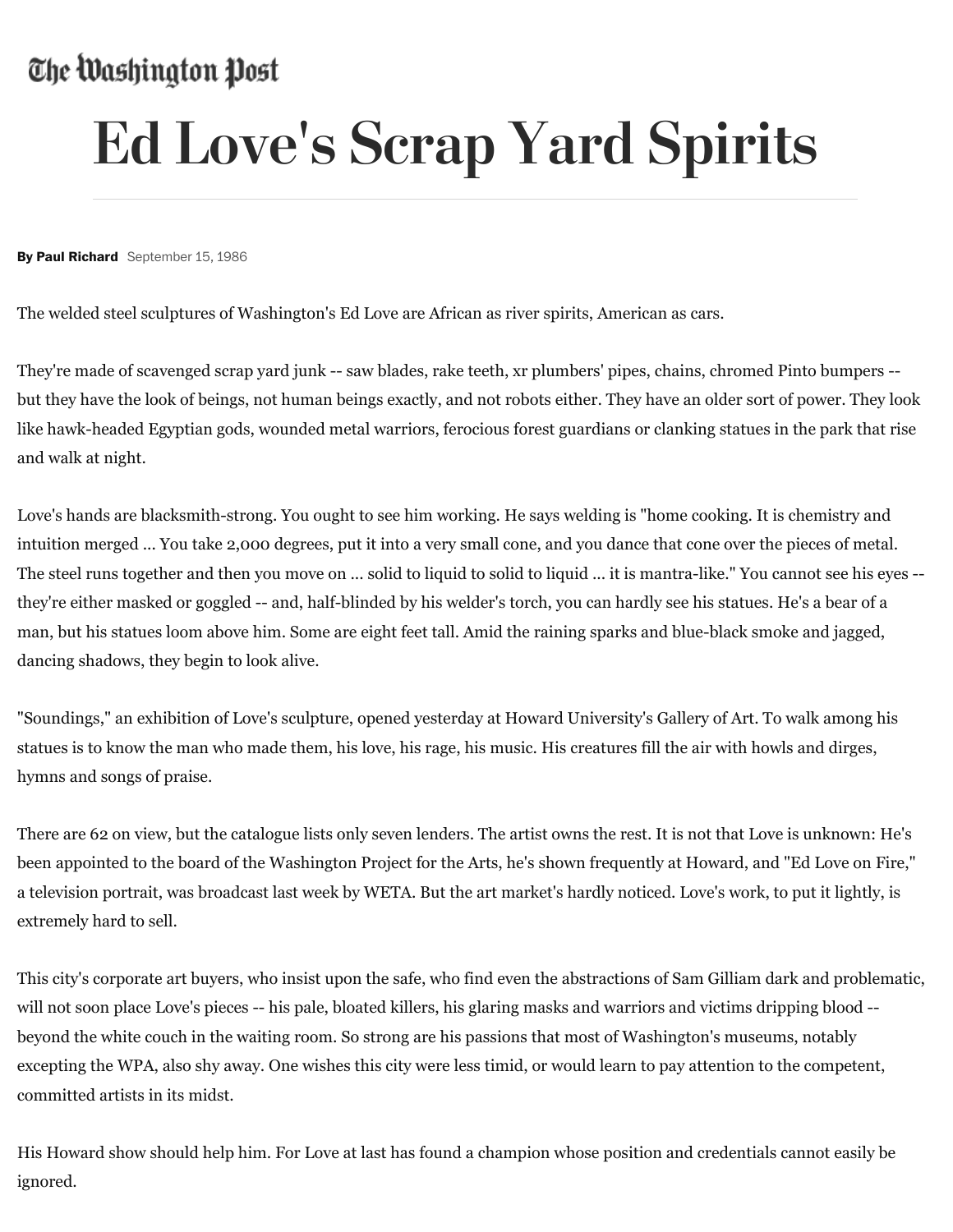The Washington Post

# Ed Love's Scrap Yard Spirits

**By Paul Richard** September 15, 1986

The welded steel sculptures of Washington's Ed Love are African as river spirits, American as cars.

They're made of scavenged scrap yard junk -- saw blades, rake teeth, xr plumbers' pipes, chains, chromed Pinto bumpers -- but they have the look of beings, not human beings exactly, and not robots either. They have an older sort of power. They look like hawk-headed Egyptian gods, wounded metal warriors, ferocious forest guardians or clanking statues in the park that rise and walk at night.

Love's hands are blacksmith-strong. You ought to see him working. He says welding is "home cooking. It is chemistry and intuition merged ... You take 2,000 degrees, put it into a very small cone, and you dance that cone over the pieces of metal. The steel runs together and then you move on ... solid to liquid to solid to liquid ... it is mantra-like." You cannot see his eyes -- they're either masked or goggled -- and, half-blinded by his welder's torch, you can hardly see his statues. He's a bear of a man, but his statues loom above him. Some are eight feet tall. Amid the raining sparks and blue-black smoke and jagged, dancing shadows, they begin to look alive.

"Soundings," an exhibition of Love's sculpture, opened yesterday at Howard University's Gallery of Art. To walk among his statues is to know the man who made them, his love, his rage, his music. His creatures fill the air with howls and dirges, hymns and songs of praise.

There are 62 on view, but the catalogue lists only seven lenders. The artist owns the rest. It is not that Love is unknown: He's been appointed to the board of the Washington Project for the Arts, he's shown frequently at Howard, and "Ed Love on Fire," a television portrait, was broadcast last week by WETA. But the art market's hardly noticed. Love's work, to put it lightly, is extremely hard to sell.

This city's corporate art buyers, who insist upon the safe, who find even the abstractions of Sam Gilliam dark and problematic, will not soon place Love's pieces -- his pale, bloated killers, his glaring masks and warriors and victims dripping blood -- beyond the white couch in the waiting room. So strong are his passions that most of Washington's museums, notably excepting the WPA, also shy away. One wishes this city were less timid, or would learn to pay attention to the competent, committed artists in its midst.

His Howard show should help him. For Love at last has found a champion whose position and credentials cannot easily be ignored.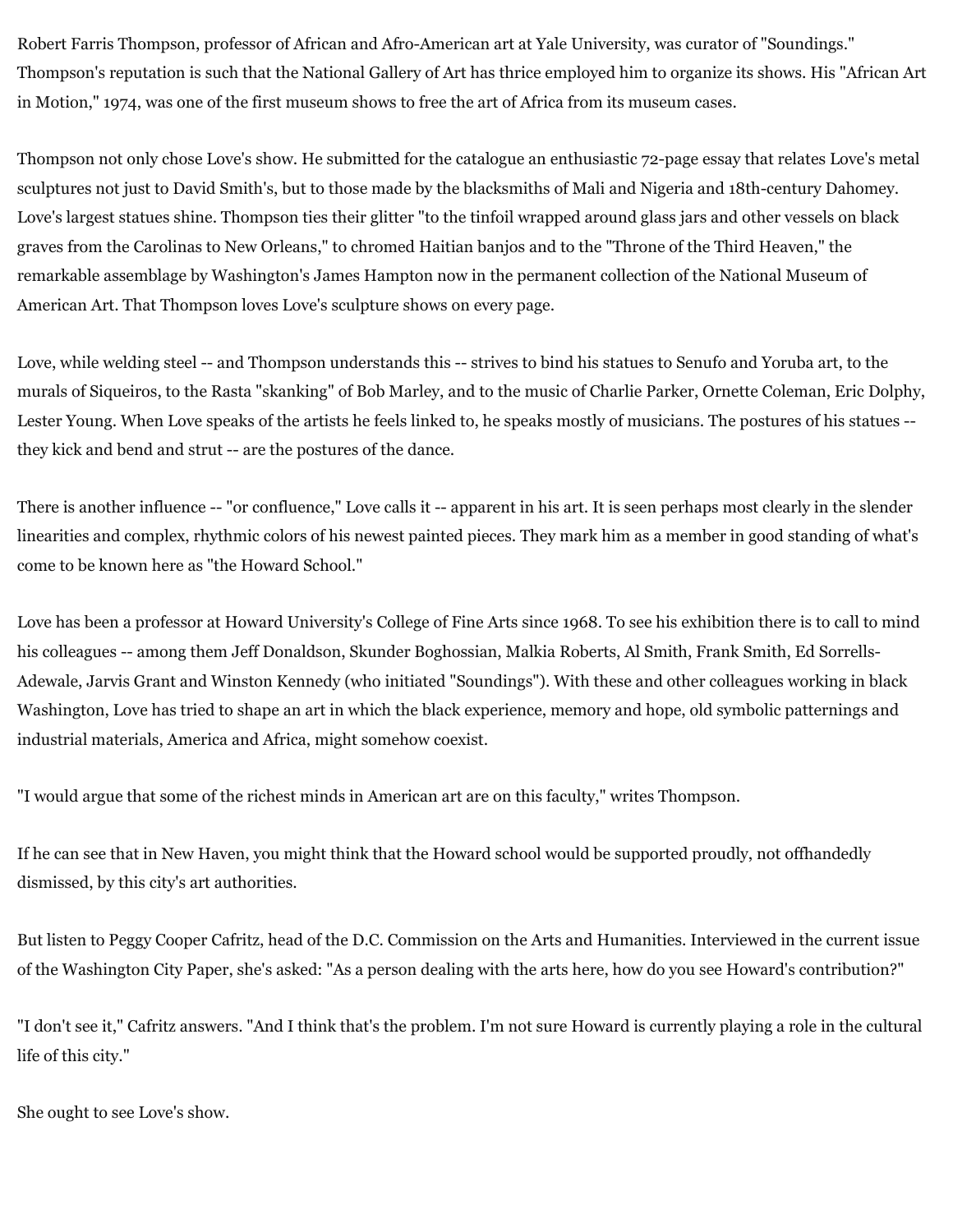Robert Farris Thompson, professor of African and Afro-American art at Yale University, was curator of "Soundings." Thompson's reputation is such that the National Gallery of Art has thrice employed him to organize its shows. His "African Art in Motion," 1974, was one of the first museum shows to free the art of Africa from its museum cases.

Thompson not only chose Love's show. He submitted for the catalogue an enthusiastic 72-page essay that relates Love's metal sculptures not just to David Smith's, but to those made by the blacksmiths of Mali and Nigeria and 18th-century Dahomey. Love's largest statues shine. Thompson ties their glitter "to the tinfoil wrapped around glass jars and other vessels on black graves from the Carolinas to New Orleans," to chromed Haitian banjos and to the "Throne of the Third Heaven," the remarkable assemblage by Washington's James Hampton now in the permanent collection of the National Museum of American Art. That Thompson loves Love's sculpture shows on every page.

Love, while welding steel -- and Thompson understands this -- strives to bind his statues to Senufo and Yoruba art, to the murals of Siqueiros, to the Rasta "skanking" of Bob Marley, and to the music of Charlie Parker, Ornette Coleman, Eric Dolphy, Lester Young. When Love speaks of the artists he feels linked to, he speaks mostly of musicians. The postures of his statues -- they kick and bend and strut -- are the postures of the dance.

There is another influence -- "or confluence," Love calls it -- apparent in his art. It is seen perhaps most clearly in the slender linearities and complex, rhythmic colors of his newest painted pieces. They mark him as a member in good standing of what's come to be known here as "the Howard School."

Love has been a professor at Howard University's College of Fine Arts since 1968. To see his exhibition there is to call to mind his colleagues -- among them Jeff Donaldson, Skunder Boghossian, Malkia Roberts, Al Smith, Frank Smith, Ed Sorrells-Adewale, Jarvis Grant and Winston Kennedy (who initiated "Soundings"). With these and other colleagues working in black Washington, Love has tried to shape an art in which the black experience, memory and hope, old symbolic patternings and industrial materials, America and Africa, might somehow coexist.

"I would argue that some of the richest minds in American art are on this faculty," writes Thompson.

If he can see that in New Haven, you might think that the Howard school would be supported proudly, not offhandedly dismissed, by this city's art authorities.

But listen to Peggy Cooper Cafritz, head of the D.C. Commission on the Arts and Humanities. Interviewed in the current issue of the Washington City Paper, she's asked: "As a person dealing with the arts here, how do you see Howard's contribution?"

"I don't see it," Cafritz answers. "And I think that's the problem. I'm not sure Howard is currently playing a role in the cultural life of this city."

She ought to see Love's show.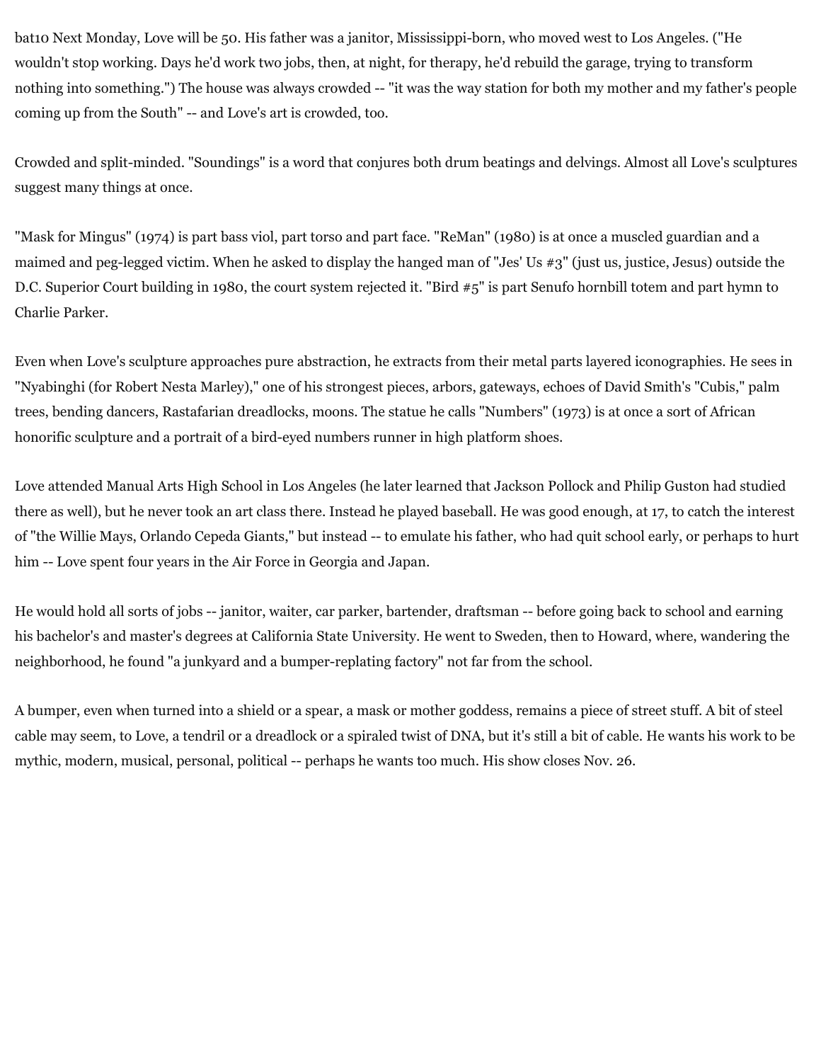bat10 Next Monday, Love will be 50. His father was a janitor, Mississippi-born, who moved west to Los Angeles. ("He wouldn't stop working. Days he'd work two jobs, then, at night, for therapy, he'd rebuild the garage, trying to transform nothing into something.") The house was always crowded -- "it was the way station for both my mother and my father's people coming up from the South" -- and Love's art is crowded, too.

Crowded and split-minded. "Soundings" is a word that conjures both drum beatings and delvings. Almost all Love's sculptures suggest many things at once.

"Mask for Mingus" (1974) is part bass viol, part torso and part face. "ReMan" (1980) is at once a muscled guardian and a maimed and peg-legged victim. When he asked to display the hanged man of "Jes' Us #3" (just us, justice, Jesus) outside the D.C. Superior Court building in 1980, the court system rejected it. "Bird #5" is part Senufo hornbill totem and part hymn to Charlie Parker.

Even when Love's sculpture approaches pure abstraction, he extracts from their metal parts layered iconographies. He sees in "Nyabinghi (for Robert Nesta Marley)," one of his strongest pieces, arbors, gateways, echoes of David Smith's "Cubis," palm trees, bending dancers, Rastafarian dreadlocks, moons. The statue he calls "Numbers" (1973) is at once a sort of African honorific sculpture and a portrait of a bird-eyed numbers runner in high platform shoes.

Love attended Manual Arts High School in Los Angeles (he later learned that Jackson Pollock and Philip Guston had studied there as well), but he never took an art class there. Instead he played baseball. He was good enough, at 17, to catch the interest of "the Willie Mays, Orlando Cepeda Giants," but instead -- to emulate his father, who had quit school early, or perhaps to hurt him -- Love spent four years in the Air Force in Georgia and Japan.

He would hold all sorts of jobs -- janitor, waiter, car parker, bartender, draftsman -- before going back to school and earning his bachelor's and master's degrees at California State University. He went to Sweden, then to Howard, where, wandering the neighborhood, he found "a junkyard and a bumper-replating factory" not far from the school.

A bumper, even when turned into a shield or a spear, a mask or mother goddess, remains a piece of street stuff. A bit of steel cable may seem, to Love, a tendril or a dreadlock or a spiraled twist of DNA, but it's still a bit of cable. He wants his work to be mythic, modern, musical, personal, political -- perhaps he wants too much. His show closes Nov. 26.